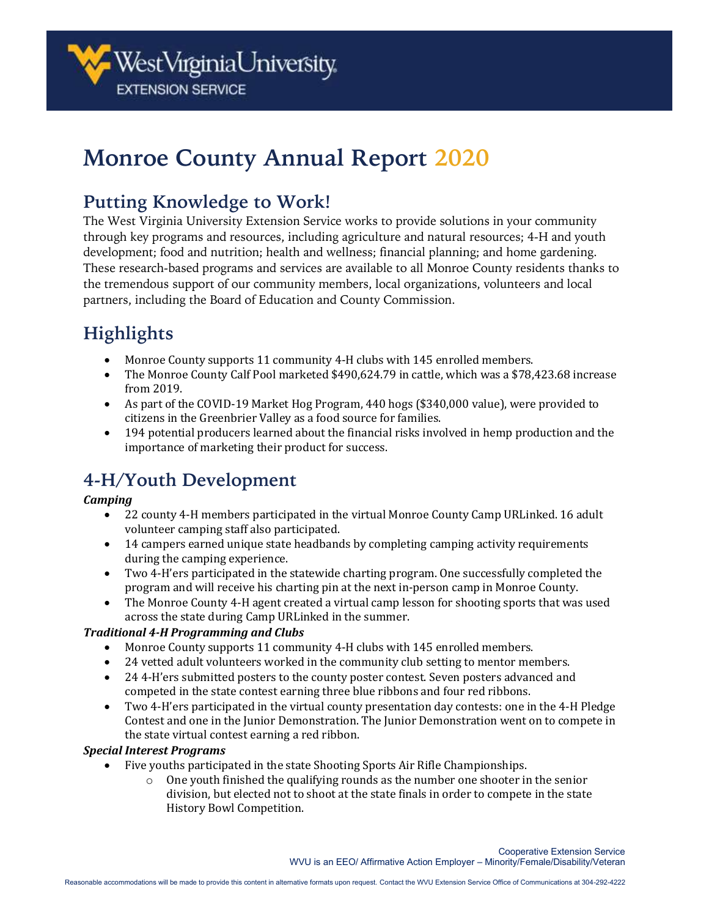# Monroe County Annual Report 2020

## Putting Knowledge to Work!

The West Virginia University Extension Service works to provide solutions in your community through key programs and resources, including agriculture and natural resources; 4-H and youth development; food and nutrition; health and wellness; financial planning; and home gardening. These research-based programs and services are available to all Monroe County residents thanks to the tremendous support of our community members, local organizations, volunteers and local partners, including the Board of Education and County Commission.

## Highlights

- Monroe County supports 11 community 4-H clubs with 145 enrolled members.
- The Monroe County Calf Pool marketed $490,624.79 in cattle, which was a $78,423.68 increase from 2019.
- As part of the COVID-19 Market Hog Program, 440 hogs ($340,000 value), were provided to citizens in the Greenbrier Valley as a food source for families.
- 194 potential producers learned about the financial risks involved in hemp production and the importance of marketing their product for success.

## 4-H/Youth Development

***Camping***

- 22 county 4-H members participated in the virtual Monroe County Camp URLinked. 16 adult volunteer camping staff also participated.
- 14 campers earned unique state headbands by completing camping activity requirements during the camping experience.
- Two 4-H'ers participated in the statewide charting program. One successfully completed the program and will receive his charting pin at the next in-person camp in Monroe County.
- The Monroe County 4-H agent created a virtual camp lesson for shooting sports that was used across the state during Camp URLinked in the summer.

***Traditional 4-H Programming and Clubs***

- Monroe County supports 11 community 4-H clubs with 145 enrolled members.
- 24 vetted adult volunteers worked in the community club setting to mentor members.
- 24 4-H'ers submitted posters to the county poster contest. Seven posters advanced and competed in the state contest earning three blue ribbons and four red ribbons.
- Two 4-H'ers participated in the virtual county presentation day contests: one in the 4-H Pledge Contest and one in the Junior Demonstration. The Junior Demonstration went on to compete in the state virtual contest earning a red ribbon.

***Special Interest Programs***

- Five youths participated in the state Shooting Sports Air Rifle Championships.
  - One youth finished the qualifying rounds as the number one shooter in the senior division, but elected not to shoot at the state finals in order to compete in the state History Bowl Competition.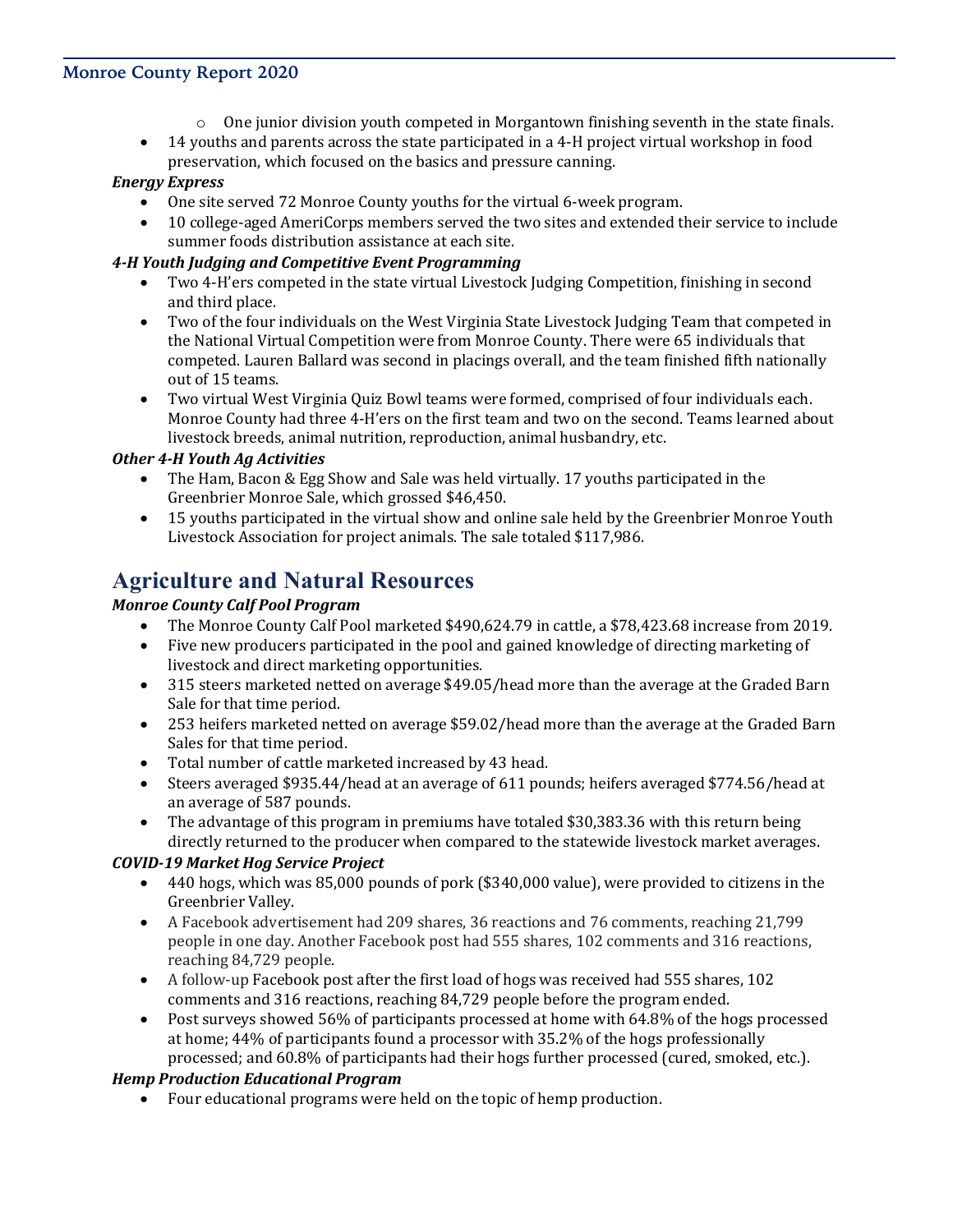- One junior division youth competed in Morgantown finishing seventh in the state finals.
- 14 youths and parents across the state participated in a 4-H project virtual workshop in food preservation, which focused on the basics and pressure canning.

***Energy Express***

- One site served 72 Monroe County youths for the virtual 6-week program.
- 10 college-aged AmeriCorps members served the two sites and extended their service to include summer foods distribution assistance at each site.

***4-H Youth Judging and Competitive Event Programming***

- Two 4-H'ers competed in the state virtual Livestock Judging Competition, finishing in second and third place.
- Two of the four individuals on the West Virginia State Livestock Judging Team that competed in the National Virtual Competition were from Monroe County. There were 65 individuals that competed. Lauren Ballard was second in placings overall, and the team finished fifth nationally out of 15 teams.
- Two virtual West Virginia Quiz Bowl teams were formed, comprised of four individuals each. Monroe County had three 4-H'ers on the first team and two on the second. Teams learned about livestock breeds, animal nutrition, reproduction, animal husbandry, etc.

***Other 4-H Youth Ag Activities***

- The Ham, Bacon & Egg Show and Sale was held virtually. 17 youths participated in the Greenbrier Monroe Sale, which grossed $46,450.
- 15 youths participated in the virtual show and online sale held by the Greenbrier Monroe Youth Livestock Association for project animals. The sale totaled $117,986.

## Agriculture and Natural Resources

***Monroe County Calf Pool Program***

- The Monroe County Calf Pool marketed $490,624.79 in cattle, a $78,423.68 increase from 2019.
- Five new producers participated in the pool and gained knowledge of directing marketing of livestock and direct marketing opportunities.
- 315 steers marketed netted on average $49.05/head more than the average at the Graded Barn Sale for that time period.
- 253 heifers marketed netted on average $59.02/head more than the average at the Graded Barn Sales for that time period.
- Total number of cattle marketed increased by 43 head.
- Steers averaged $935.44/head at an average of 611 pounds; heifers averaged $774.56/head at an average of 587 pounds.
- The advantage of this program in premiums have totaled $30,383.36 with this return being directly returned to the producer when compared to the statewide livestock market averages.

***COVID-19 Market Hog Service Project***

- 440 hogs, which was 85,000 pounds of pork ($340,000 value), were provided to citizens in the Greenbrier Valley.
- A Facebook advertisement had 209 shares, 36 reactions and 76 comments, reaching 21,799 people in one day. Another Facebook post had 555 shares, 102 comments and 316 reactions, reaching 84,729 people.
- A follow-up Facebook post after the first load of hogs was received had 555 shares, 102 comments and 316 reactions, reaching 84,729 people before the program ended.
- Post surveys showed 56% of participants processed at home with 64.8% of the hogs processed at home; 44% of participants found a processor with 35.2% of the hogs professionally processed; and 60.8% of participants had their hogs further processed (cured, smoked, etc.).

***Hemp Production Educational Program***

- Four educational programs were held on the topic of hemp production.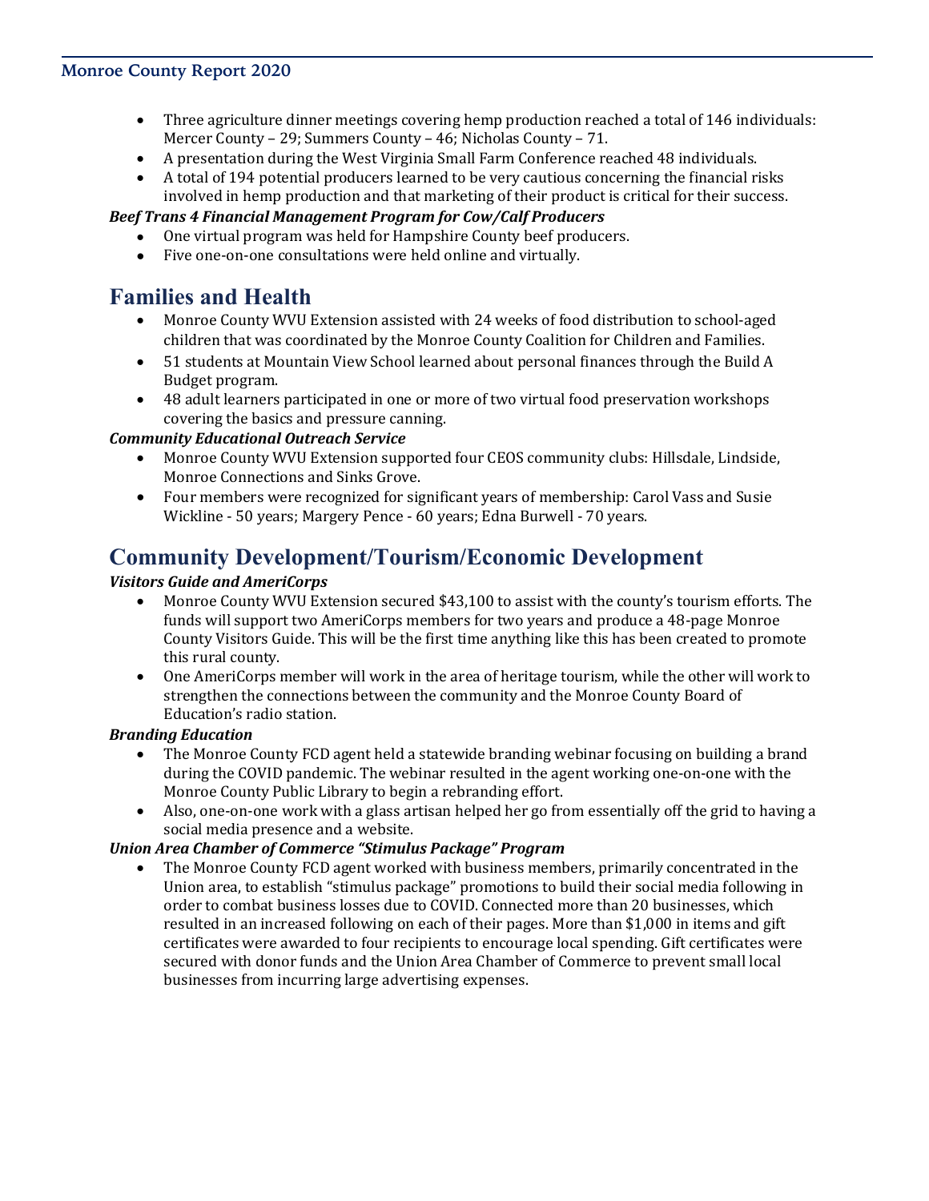- Three agriculture dinner meetings covering hemp production reached a total of 146 individuals: Mercer County – 29; Summers County – 46; Nicholas County – 71.
- A presentation during the West Virginia Small Farm Conference reached 48 individuals.
- A total of 194 potential producers learned to be very cautious concerning the financial risks involved in hemp production and that marketing of their product is critical for their success.

***Beef Trans 4 Financial Management Program for Cow/Calf Producers***

- One virtual program was held for Hampshire County beef producers.
- Five one-on-one consultations were held online and virtually.

## Families and Health

- Monroe County WVU Extension assisted with 24 weeks of food distribution to school-aged children that was coordinated by the Monroe County Coalition for Children and Families.
- 51 students at Mountain View School learned about personal finances through the Build A Budget program.
- 48 adult learners participated in one or more of two virtual food preservation workshops covering the basics and pressure canning.

***Community Educational Outreach Service***

- Monroe County WVU Extension supported four CEOS community clubs: Hillsdale, Lindside, Monroe Connections and Sinks Grove.
- Four members were recognized for significant years of membership: Carol Vass and Susie Wickline - 50 years; Margery Pence - 60 years; Edna Burwell - 70 years.

## Community Development/Tourism/Economic Development

***Visitors Guide and AmeriCorps***

- Monroe County WVU Extension secured $43,100 to assist with the county's tourism efforts. The funds will support two AmeriCorps members for two years and produce a 48-page Monroe County Visitors Guide. This will be the first time anything like this has been created to promote this rural county.
- One AmeriCorps member will work in the area of heritage tourism, while the other will work to strengthen the connections between the community and the Monroe County Board of Education's radio station.

***Branding Education***

- The Monroe County FCD agent held a statewide branding webinar focusing on building a brand during the COVID pandemic. The webinar resulted in the agent working one-on-one with the Monroe County Public Library to begin a rebranding effort.
- Also, one-on-one work with a glass artisan helped her go from essentially off the grid to having a social media presence and a website.

***Union Area Chamber of Commerce "Stimulus Package" Program***

- The Monroe County FCD agent worked with business members, primarily concentrated in the Union area, to establish "stimulus package" promotions to build their social media following in order to combat business losses due to COVID. Connected more than 20 businesses, which resulted in an increased following on each of their pages. More than $1,000 in items and gift certificates were awarded to four recipients to encourage local spending. Gift certificates were secured with donor funds and the Union Area Chamber of Commerce to prevent small local businesses from incurring large advertising expenses.